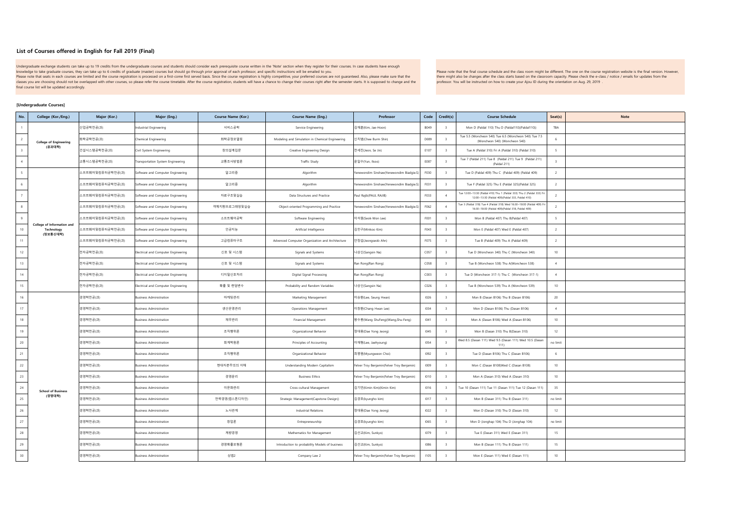## List of Courses offered in English for Fall 2019 (Final)

Undergraduate exchange students can take up to 19 credits from the undergraduate courses and students should consider each prerequisite course written in the 'Note' section when they register for their courses. In case students have enough knowledge to take graduate courses, they can take up to 6 credits of graduate (master) courses but should go through prior approval of each professor, and specific instructions will be emailed to you.
Please note that seats in each courses are limited and the course registration is processed on a first-come first served basis. Since the course registration is highly competitive, your preferred courses are not guaranteed. Also, please make sure that the classes you are choosing should not be overlapped with other courses, so please refer the course timetable. After the course registration, students will have a chance to change their courses right after the semester starts. It is supposed to change and the final course list will be updated accordingly.

Please note that the final course schedule and the class room might be different. The one on the course registration website is the final version. However, there might also be changes after the class starts based on the classroom capacity. Please check the e-class / notice / emails for updates from the professor. You will be instructed on how to create your Ajou ID during the orientation on Aug. 29, 2019 .

### [Undergraduate Courses]

| No. | College (Kor./Eng.) | Major (Kor.) | Major (Eng.) | Course Name (Kor.) | Course Name (Eng.) | Professor | Code | Credit(s) | Course Schedule | Seat(s) | Note |
|---|---|---|---|---|---|---|---|---|---|---|---|
| 1 | College of Engineering (공과대학) | 산업공학전공(과) | Industrial Engineering | 서비스공학 | Service Engineering | 김재훈(Kim, Jae-Hoon) | B049 | 3 | Mon D (Paldal 110) Thu D (Paldal110)(Paldal110)) | TBA | |
| 2 | | 화학공학전공(과) | Chemical Engineering | 화학공정모델링 | Modeling and Simulation in Chemical Engineering | 신치범(Chee Burm Shin) | D089 | 3 | Tue 5.5 (Woncheon 540) Tue 6.5 (Woncheon 540) Tue 7.5 (Woncheon 540) (Woncheon 540) | 6 | |
| 3 | | 건설시스템공학전공(과) | Civil System Engineering | 창의설계입문 | Creative Engineering Design | 전세진(Jeon, Se Jin) | E107 | 3 | Tue A (Paldal 310) Fri A (Paldal 310) (Paldal 310) | 5 | |
| 4 | | 교통시스템공학전공(과) | Transportation System Engineering | 교통조사방법론 | Traffic Study | 윤일수(Yun, Ilsoo) | E087 | 3 | Tue 7 (Paldal 211) Tue 8 (Paldal 211) Tue 9 (Paldal 211) (Paldal 211) | 3 | |
| 5 | College of Information and Technology (정보통신대학) | 소프트웨어및컴퓨터공학전공(과) | Software and Computer Engineering | 알고리즘 | Algorithm | Yenewondim Sinshaw(Yenewondim Biadgie.S) | F030 | 3 | Tue D (Paldal 409) Thu C (Paldal 409) (Paldal 409) | 2 | |
| 6 | | 소프트웨어및컴퓨터공학전공(과) | Software and Computer Engineering | 알고리즘 | Algorithm | Yenewondim Sinshaw(Yenewondim Biadgie.S) | F031 | 3 | Tue F (Paldal 325) Thu E (Paldal 325)(Paldal 325) | 2 | |
| 7 | | 소프트웨어및컴퓨터공학전공(과) | Software and Computer Engineering | 자료구조및실습 | Data Structures and Practice | Paul Rajib(PAUL RAJIB) | F033 | 4 | Tue 12:00~13:30 (Paldal 410) Thu 1 (Paldal 333) Thu 2 (Paldal 333) Fri 12:00~13:30 (Paldal 409)(Paldal 333, Paldal 410) | 2 | |
| 8 | | 소프트웨어및컴퓨터공학전공(과) | Software and Computer Engineering | 객체지향프로그래밍및실습 | Object-oriented Programming and Practice | Yenewondim Sinshaw(Yenewondim Biadgie.S) | F062 | 4 | Tue 3 (Paldal 318) Tue 4 (Paldal 318) Wed 16:30~18:00 (Paldal 409) Fri 16:30~18:00 (Paldal 409)(Paldal 318, Paldal 409) | 2 | |
| 9 | | 소프트웨어및컴퓨터공학전공(과) | Software and Computer Engineering | 소프트웨어공학 | Software Engineering | 이석원(Seok-Won Lee) | F001 | 3 | Mon B (Paldal 407) Thu B(Paldal 407) | 5 | |
| 10 | | 소프트웨어및컴퓨터공학전공(과) | Software and Computer Engineering | 인공지능 | Artificial Intelligence | 김민구(Minkoo Kim) | F043 | 3 | Mon E (Paldal 407) Wed E (Paldal 407) | 2 | |
| 11 | | 소프트웨어및컴퓨터공학전공(과) | Software and Computer Engineering | 고급컴퓨터구조 | Advenced Computer Organization and Architecture | 안정섭(Jeongseob Ahn) | F075 | 3 | Tue B (Paldal 409) Thu A (Paldal 409) | 2 | |
| 12 | | 전자공학전공(과) | Electrical and Computer Engineering | 신호 및 시스템 | Signals and Systems | 나상신(Sangsin Na) | C057 | 3 | Tue D (Woncheon 340) Thu C (Woncheon 340) | 10 | |
| 13 | | 전자공학전공(과) | Electrical and Computer Engineering | 신호 및 시스템 | Signals and Systems | Ran Rong(Ran Rong) | C058 | 3 | Tue B (Woncheon 538) Thu A(Woncheon 538) | 4 | |
| 14 | | 전자공학전공(과) | Electrical and Computer Engineering | 디지털신호처리 | Digital Signal Processing | Ran Rong(Ran Rong) | C003 | 3 | Tue D (Woncheon 317-1) Thu C (Woncheon 317-1) | 4 | |
| 15 | | 전자공학전공(과) | Electrical and Computer Engineering | 확률 및 랜덤변수 | Probability and Random Variables | 나상신(Sangsin Na) | C026 | 3 | Tue B (Woncheon 539) Thu A (Woncheon 539) | 10 | |
| 16 | School of Business (경영대학) | 경영학전공(과) | Business Administration | 마케팅관리 | Marketing Management | 이승환(Lee, Seung Hwan) | I026 | 3 | Mon B (Dasan B106) Thu B (Dasan B106) | 20 | |
| 17 | | 경영학전공(과) | Business Administration | 생산운영관리 | Operations Management | 이창환(Chang Hwan Lee) | I034 | 3 | Mon D (Dasan B106) Thu (Dasan B106) | 4 | |
| 18 | | 경영학전공(과) | Business Administration | 재무관리 | Financial Management | 왕수봉(Wang ShuFeng)(Wang,Shu-Feng) | I041 | 3 | Mon A (Dasan B106) Wed A (Dasan B106) | 10 | |
| 19 | | 경영학전공(과) | Business Administration | 조직행위론 | Organizational Behavior | 정대용(Dae Yong Jeong) | I045 | 3 | Mon B (Dasan 310) Thu B(Dasan 310) | 12 | |
| 20 | | 경영학전공(과) | Business Administration | 회계학원론 | Principles of Accounting | 이재형(Lee, Jaehyoung) | I054 | 3 | Wed 8.5 (Dasan 111) Wed 9.5 (Dasan 111) Wed 10.5 (Dasan 111) | no limit | |
| 21 | | 경영학전공(과) | Business Administration | 조직행위론 | Organizational Behavior | 최명원(Myungweon Choi) | I092 | 3 | Tue D (Dasan B106) Thu C (Dasan B106) | 6 | |
| 22 | | 경영학전공(과) | Business Administration | 현대자본주의의 이해 | Understanding Modern Capitalism | Felver Troy Benjamin(Felver Troy Benjamin) | I009 | 3 | Mon C (Dasan B108)Wed C (Dasan B108) | 10 | |
| 23 | | 경영학전공(과) | Business Administration | 경영윤리 | Business Ethics | Felver Troy Benjamin(Felver Troy Benjamin) | I010 | 3 | Mon A (Dasan 310) Wed A (Dasan 310) | 10 | |
| 24 | | 경영학전공(과) | Business Administration | 이문화관리 | Cross-cultural Management | 김기민(Kimin Kim)(Kimin Kim) | I016 | 3 | Tue 10 (Dasan 111) Tue 11 (Dasan 111) Tue 12 (Dasan 111) | 35 | |
| 25 | | 경영학전공(과) | Business Administration | 전략경영(캡스톤디자인) | Strategic Management(Capstone Design)) | 김경호(kyungho kim) | I017 | 3 | Mon B (Dasan 311) Thu B (Dasan 311) | no limit | |
| 26 | | 경영학전공(과) | Business Administration | 노사관계 | Industrial Relations | 정대용(Dae Yong Jeong) | I022 | 3 | Mon D (Dasan 310) Thu D (Dasan 310) | 12 | |
| 27 | | 경영학전공(과) | Business Administration | 창업론 | Entrepreneurship | 김경호(kyungho kim) | I065 | 3 | Mon D (Jonghap 104) Thu D (Jonghap 104) | no limit | |
| 28 | | 경영학전공(과) | Business Administration | 계량경영 | Mathematics for Management | 김선교(Kim, Sunkyo) | I079 | 3 | Tue E (Dasan 311) Wed E (Dasan 311) | 15 | |
| 29 | | 경영학전공(과) | Business Administration | 경영확률모형론 | Introduction to probability Models of business | 김선교(Kim, Sunkyo) | I086 | 3 | Mon B (Dasan 111) Thu B (Dasan 111) | 15 | |
| 30 | | 경영학전공(과) | Business Administration | 상법2 | Company Law 2 | Felver Troy Benjamin(Felver Troy Benjamin) | I105 | 3 | Mon E (Dasan 111) Wed E (Dasan 111) | 10 | |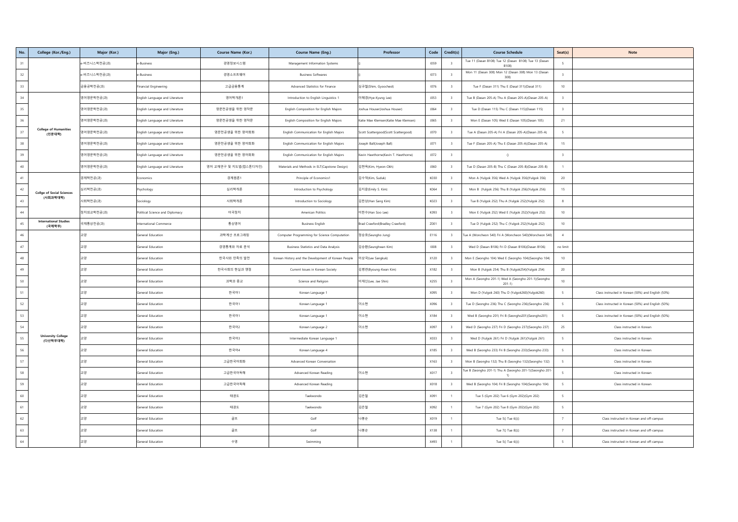| No. | College (Kor./Eng.) | Major (Kor.) | Major (Eng.) | Course Name (Kor.) | Course Name (Eng.) | Professor | Code | Credit(s) | Course Schedule | Seat(s) | Note |
|---|---|---|---|---|---|---|---|---|---|---|---|
| 31 | | e-비즈니스학전공(과) | e-Business | 경영정보시스템 | Management Information Systems | () | I059 | 3 | Tue 11 (Dasan B108) Tue 12 (Dasan B108) Tue 13 (Dasan B108) | 5 | |
| 32 | | e-비즈니스학전공(과) | e-Business | 경영소프트웨어 | Business Softwares | () | I073 | 3 | Mon 11 (Dasan 308) Mon 12 (Dasan 308) Mon 13 (Dasan 308) | 3 | |
| 33 | | 금융공학전공(과) | Financial Engineering | 고급금융통계 | Advanced Statistics for Finance | 심규철(Shim, Gyoocheol) | I076 | 3 | Tue F (Dasan 311) Thu E (Dasal 311)(Dasal 311) | 10 | |
| 34 | College of Humanities (인문대학) | 영어영문학전공(과) | English Language and Literature | 영어학개론1 | Introduction to English Linguistics 1 | 이혜경(Hye-Kyung Lee) | J053 | 3 | Tue B (Dasan 205-A) Thu A (Dasan 205-A)(Dasan 205-A) | 3 | |
| 35 | | 영어영문학전공(과) | English Language and Literature | 영문전공생을 위한 영작문 | English Composition for English Majors | Joshua Houser(Joshua Houser) | J064 | 3 | Tue D (Dasan 115) Thu C (Dasan 115)(Dasan 115) | 3 | |
| 36 | | 영어영문학전공(과) | English Language and Literature | 영문전공생을 위한 영작문 | English Composition for English Majors | Katie Mae Klemsen(Katie Mae Klemsen) | J065 | 3 | Mon E (Dasan 105) Wed E (Dasan 105)(Dasan 105) | 21 | |
| 37 | | 영어영문학전공(과) | English Language and Literature | 영문전공생을 위한 영어회화 | English Communication for English Majors | Scott Scattergood(Scott Scattergood) | J070 | 3 | Tue A (Dasan 205-A) Fri A (Dasan 205-A)(Dasan 205-A) | 5 | |
| 38 | | 영어영문학전공(과) | English Language and Literature | 영문전공생을 위한 영어회화 | English Communication for English Majors | Joseph Ball(Joseph Ball) | J071 | 3 | Tue F (Dasan 205-A) Thu E (Dasan 205-A)(Dasan 205-A) | 15 | |
| 39 | | 영어영문학전공(과) | English Language and Literature | 영문전공생을 위한 영어회화 | English Communication for English Majors | Kevin Hawthorne(Kevin T. Hawthorne) | J072 | 3 | () | 3 | |
| 40 | | 영어영문학전공(과) | English Language and Literature | 영어 교재연구 및 지도법(캡스톤디자인) | Materials and Methods in ELT(Capstone Design) | 김현옥(Kim, Hyeon-Okh) | J060 | 3 | Tue D (Dasan 205-B) Thu C (Dasan 205-B)(Dasan 205-B) | 1 | |
| 41 | Collge of Social Sciences (사회과학대학) | 경제학전공(과) | Economics | 경제원론1 | Principle of Economics1 | 김수덕(Kim, Suduk) | K030 | 3 | Mon A (Yulgok 356) Wed A (Yulgok 356)(Yulgok 356) | 20 | |
| 42 | | 심리학전공(과) | Psychology | 심리학개론 | Introduction to Psychology | 김지윤(Emily S. Kim) | K064 | 3 | Mon B (Yulgok 256) Thu B (Yulgok 256)(Yulgok 256) | 15 | |
| 43 | | 사회학전공(과) | Sociology | 사회학개론 | Introduction to Sociology | 김한상(Han Sang Kim) | K023 | 3 | Tue B (Yulgok 252) Thu A (Yulgok 252)(Yulgok 252) | 8 | |
| 44 | | 정치외교학전공(과) | Political Science and Diplomacy | 미국정치 | American Politics | 이한수(Han Soo Lee) | K093 | 3 | Mon E (Yulgok 252) Wed E (Yulgok 252)(Yulgok 252) | 10 | |
| 45 | International Studies (국제학부) | 국제통상전공(과) | International Commerce | 통상영어 | Business English | Brad Crawford(Bradley Crawford) | Z001 | 3 | Tue D (Yulgok 252) Thu C (Yulgok 252)(Yulgok 252) | 10 | |
| 46 | University College (다산학부대학) | 교양 | General Education | 과학계산 프로그래밍 | Computer Programming for Science Computation | 정승호(Seungho Jung) | E116 | 3 | Tue A (Woncheon 540) Fri A (Woncheon 540)(Woncheon 540) | 4 | |
| 47 | | 교양 | General Education | 경영통계와 자료 분석 | Business Statistics and Data Analysis | 김승환(Seunghwan Kim) | I008 | 3 | Wed D (Dasan B106) Fri D (Dasan B106)(Dasan B106) | no limit | |
| 48 | | 교양 | General Education | 한국사와 연족의 발전 | Korean History and the Development of Korean People | 이상국(Lee Sangkuk) | X120 | 3 | Mon E (Seongho 104) Wed E (Seongho 104)(Seongho 104) | 10 | |
| 49 | | 교양 | General Education | 한국사회의 현실과 쟁점 | Current Issues in Korean Society | 김병관(Byoung-Kwan Kim) | X182 | 3 | Mon B (Yulgok 254) Thu B (Yulgok254)(Yulgok 254) | 20 | |
| 50 | | 교양 | General Education | 과학과 종교 | Science and Religion | 이재신(Lee, Jae Shin) | X255 | 3 | Mon A (Seongho 201-1) Wed A (Seongho 201-1)(Seongho 201-1) | 10 | |
| 51 | | 교양 | General Education | 한국어1 | Korean Language 1 | | X095 | 3 | Mon D (Yulgok 260) Thu D (Yulgok260)(Yulgok260) | 5 | Class instructed in Korean (50%) and English (50%) |
| 52 | | 교양 | General Education | 한국어1 | Korean Language 1 | 이소현 | X096 | 3 | Tue D (Seongho 236) Thu C (Seongho 236)(Seongho 236) | 5 | Class instructed in Korean (50%) and English (50%) |
| 53 | | 교양 | General Education | 한국어1 | Korean Language 1 | 이소현 | X184 | 3 | Wed B (Seongho 201) Fri B (Seongho201)(Seongho201) | 5 | Class instructed in Korean (50%) and English (50%) |
| 54 | | 교양 | General Education | 한국어2 | Korean Language 2 | 이소현 | X097 | 3 | Wed D (Seongho 237) Fri D (Seongho 237)(Seongho 237) | 25 | Class instructed in Korean |
| 55 | | 교양 | General Education | 한국어3 | Intermediate Korean Language 1 | | X033 | 3 | Wed D (Yulgok 261) Fri D (Yulgok 261)(Yulgok 261) | 5 | Class instructed in Korean |
| 56 | | 교양 | General Education | 한국어4 | Korean Language 4 | | X185 | 3 | Wed B (Seongho 233) Fri B (Seongho 233)(Seongho 233) | 5 | Class instructed in Korean |
| 57 | | 교양 | General Education | 고급한국어회화 | Advanced Korean Conversation | | X163 | 3 | Mon B (Seongho 132) Thu B (Seongho 132)(Seongho 132) | 5 | Class instructed in Korean |
| 58 | | 교양 | General Education | 고급한국어독해 | Advanced Korean Reading | 이소현 | X017 | 3 | Tue B (Seongho 201-1) Thu A (Seongho 201-1)(Seongho 201-1) | 5 | Class instructed in Korean |
| 59 | | 교양 | General Education | 고급한국어독해 | Advanced Korean Reading | | X018 | 3 | Wed B (Seongho 104) Fri B (Seongho 104)(Seongho 104) | 5 | Class instructed in Korean |
| 60 | | 교양 | General Education | 태권도 | Taekwondo | 김은철 | X091 | 1 | Tue 5 (Gym 202) Tue 6 (Gym 202)(Gym 202) | 5 | |
| 61 | | 교양 | General Education | 태권도 | Taekwondo | 김은철 | X092 | 1 | Tue 7 (Gym 202) Tue 8 (Gym 202)(Gym 202) | 5 | |
| 62 | | 교양 | General Education | 골프 | Golf | 나봉순 | X019 | 1 | Tue 5() Tue 6()() | 7 | Class instructed in Korean and off-campus |
| 63 | | 교양 | General Education | 골프 | Golf | 나봉순 | X138 | 1 | Tue 7() Tue 8()() | 7 | Class instructed in Korean and off-campus |
| 64 | | 교양 | General Education | 수영 | Swimming | | X493 | 1 | Tue 5() Tue 6()() | 5 | Class instructed in Korean and off-campus |